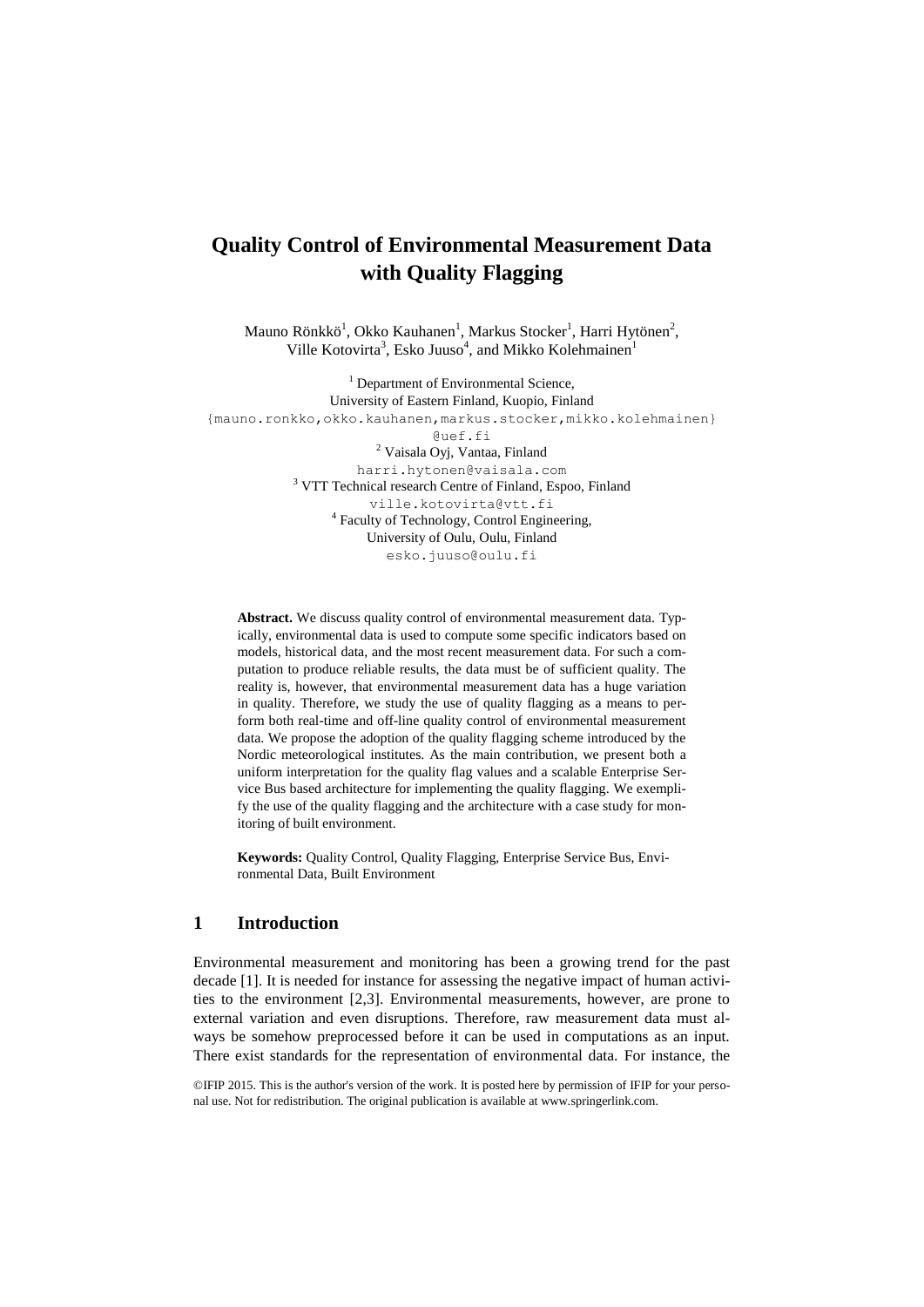# Quality Control of Environmental Measurement Data with Quality Flagging

Mauno Rönkkö[1], Okko Kauhanen[1], Markus Stocker[1], Harri Hytönen[2], Ville Kotovirta[3], Esko Juuso[4], and Mikko Kolehmainen[1]

[1] Department of Environmental Science,
University of Eastern Finland, Kuopio, Finland
{mauno.ronkko,okko.kauhanen,markus.stocker,mikko.kolehmainen}@uef.fi

[2] Vaisala Oyj, Vantaa, Finland
harri.hytonen@vaisala.com

[3] VTT Technical research Centre of Finland, Espoo, Finland
ville.kotovirta@vtt.fi

[4] Faculty of Technology, Control Engineering,
University of Oulu, Oulu, Finland
esko.juuso@oulu.fi

**Abstract.** We discuss quality control of environmental measurement data. Typically, environmental data is used to compute some specific indicators based on models, historical data, and the most recent measurement data. For such a computation to produce reliable results, the data must be of sufficient quality. The reality is, however, that environmental measurement data has a huge variation in quality. Therefore, we study the use of quality flagging as a means to perform both real-time and off-line quality control of environmental measurement data. We propose the adoption of the quality flagging scheme introduced by the Nordic meteorological institutes. As the main contribution, we present both a uniform interpretation for the quality flag values and a scalable Enterprise Service Bus based architecture for implementing the quality flagging. We exemplify the use of the quality flagging and the architecture with a case study for monitoring of built environment.

**Keywords:** Quality Control, Quality Flagging, Enterprise Service Bus, Environmental Data, Built Environment

## 1 Introduction

Environmental measurement and monitoring has been a growing trend for the past decade [1]. It is needed for instance for assessing the negative impact of human activities to the environment [2,3]. Environmental measurements, however, are prone to external variation and even disruptions. Therefore, raw measurement data must always be somehow preprocessed before it can be used in computations as an input. There exist standards for the representation of environmental data. For instance, the

©IFIP 2015. This is the author's version of the work. It is posted here by permission of IFIP for your personal use. Not for redistribution. The original publication is available at www.springerlink.com.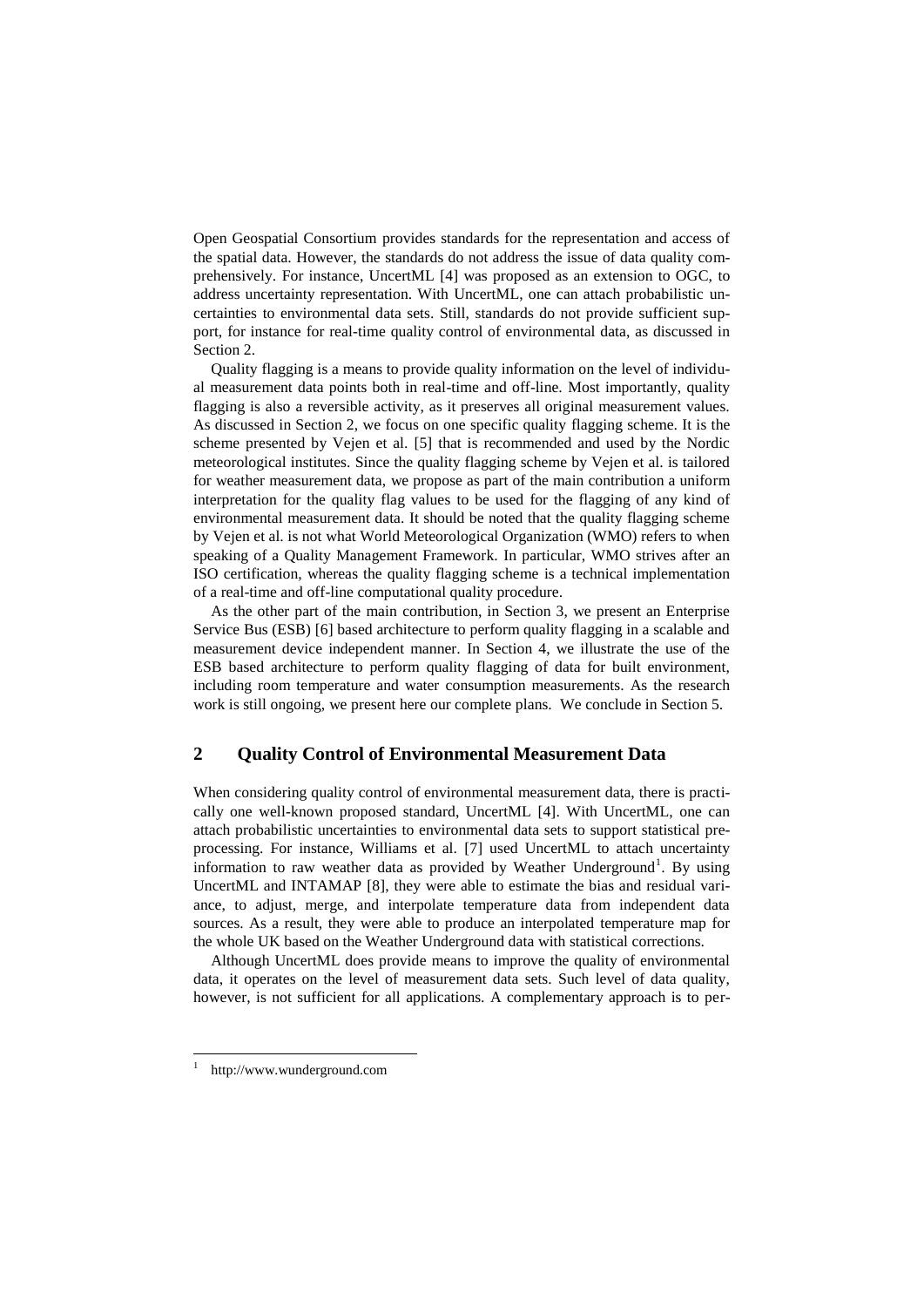Open Geospatial Consortium provides standards for the representation and access of the spatial data. However, the standards do not address the issue of data quality comprehensively. For instance, UncertML [4] was proposed as an extension to OGC, to address uncertainty representation. With UncertML, one can attach probabilistic uncertainties to environmental data sets. Still, standards do not provide sufficient support, for instance for real-time quality control of environmental data, as discussed in Section 2.

Quality flagging is a means to provide quality information on the level of individual measurement data points both in real-time and off-line. Most importantly, quality flagging is also a reversible activity, as it preserves all original measurement values. As discussed in Section 2, we focus on one specific quality flagging scheme. It is the scheme presented by Vejen et al. [5] that is recommended and used by the Nordic meteorological institutes. Since the quality flagging scheme by Vejen et al. is tailored for weather measurement data, we propose as part of the main contribution a uniform interpretation for the quality flag values to be used for the flagging of any kind of environmental measurement data. It should be noted that the quality flagging scheme by Vejen et al. is not what World Meteorological Organization (WMO) refers to when speaking of a Quality Management Framework. In particular, WMO strives after an ISO certification, whereas the quality flagging scheme is a technical implementation of a real-time and off-line computational quality procedure.

As the other part of the main contribution, in Section 3, we present an Enterprise Service Bus (ESB) [6] based architecture to perform quality flagging in a scalable and measurement device independent manner. In Section 4, we illustrate the use of the ESB based architecture to perform quality flagging of data for built environment, including room temperature and water consumption measurements. As the research work is still ongoing, we present here our complete plans. We conclude in Section 5.

## 2 Quality Control of Environmental Measurement Data

When considering quality control of environmental measurement data, there is practically one well-known proposed standard, UncertML [4]. With UncertML, one can attach probabilistic uncertainties to environmental data sets to support statistical preprocessing. For instance, Williams et al. [7] used UncertML to attach uncertainty information to raw weather data as provided by Weather Underground[1]. By using UncertML and INTAMAP [8], they were able to estimate the bias and residual variance, to adjust, merge, and interpolate temperature data from independent data sources. As a result, they were able to produce an interpolated temperature map for the whole UK based on the Weather Underground data with statistical corrections.

Although UncertML does provide means to improve the quality of environmental data, it operates on the level of measurement data sets. Such level of data quality, however, is not sufficient for all applications. A complementary approach is to per-

[1] http://www.wunderground.com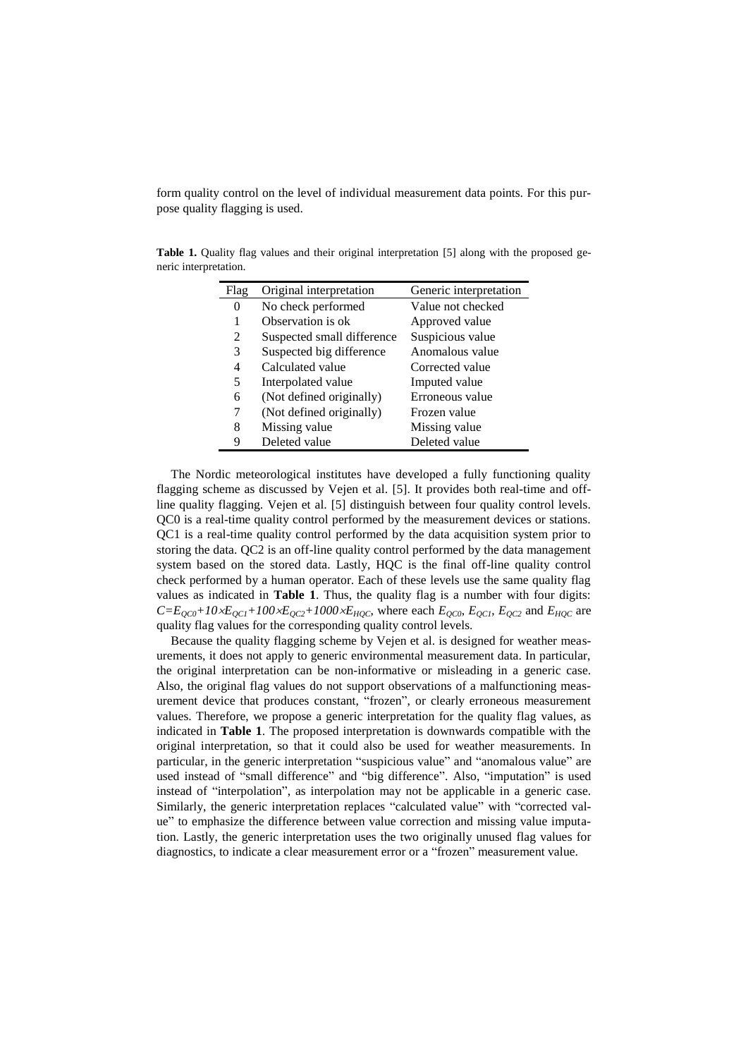form quality control on the level of individual measurement data points. For this purpose quality flagging is used.

**Table 1.** Quality flag values and their original interpretation [5] along with the proposed generic interpretation.

| Flag | Original interpretation | Generic interpretation |
| --- | --- | --- |
| 0 | No check performed | Value not checked |
| 1 | Observation is ok | Approved value |
| 2 | Suspected small difference | Suspicious value |
| 3 | Suspected big difference | Anomalous value |
| 4 | Calculated value | Corrected value |
| 5 | Interpolated value | Imputed value |
| 6 | (Not defined originally) | Erroneous value |
| 7 | (Not defined originally) | Frozen value |
| 8 | Missing value | Missing value |
| 9 | Deleted value | Deleted value |

The Nordic meteorological institutes have developed a fully functioning quality flagging scheme as discussed by Vejen et al. [5]. It provides both real-time and offline quality flagging. Vejen et al. [5] distinguish between four quality control levels. QC0 is a real-time quality control performed by the measurement devices or stations. QC1 is a real-time quality control performed by the data acquisition system prior to storing the data. QC2 is an off-line quality control performed by the data management system based on the stored data. Lastly, HQC is the final off-line quality control check performed by a human operator. Each of these levels use the same quality flag values as indicated in **Table 1**. Thus, the quality flag is a number with four digits: $C=E_{QC0}+10\times E_{QC1}+100\times E_{QC2}+1000\times E_{HQC}$, where each $E_{QC0}$, $E_{QC1}$, $E_{QC2}$ and $E_{HQC}$ are quality flag values for the corresponding quality control levels.

Because the quality flagging scheme by Vejen et al. is designed for weather measurements, it does not apply to generic environmental measurement data. In particular, the original interpretation can be non-informative or misleading in a generic case. Also, the original flag values do not support observations of a malfunctioning measurement device that produces constant, "frozen", or clearly erroneous measurement values. Therefore, we propose a generic interpretation for the quality flag values, as indicated in **Table 1**. The proposed interpretation is downwards compatible with the original interpretation, so that it could also be used for weather measurements. In particular, in the generic interpretation "suspicious value" and "anomalous value" are used instead of "small difference" and "big difference". Also, "imputation" is used instead of "interpolation", as interpolation may not be applicable in a generic case. Similarly, the generic interpretation replaces "calculated value" with "corrected value" to emphasize the difference between value correction and missing value imputation. Lastly, the generic interpretation uses the two originally unused flag values for diagnostics, to indicate a clear measurement error or a "frozen" measurement value.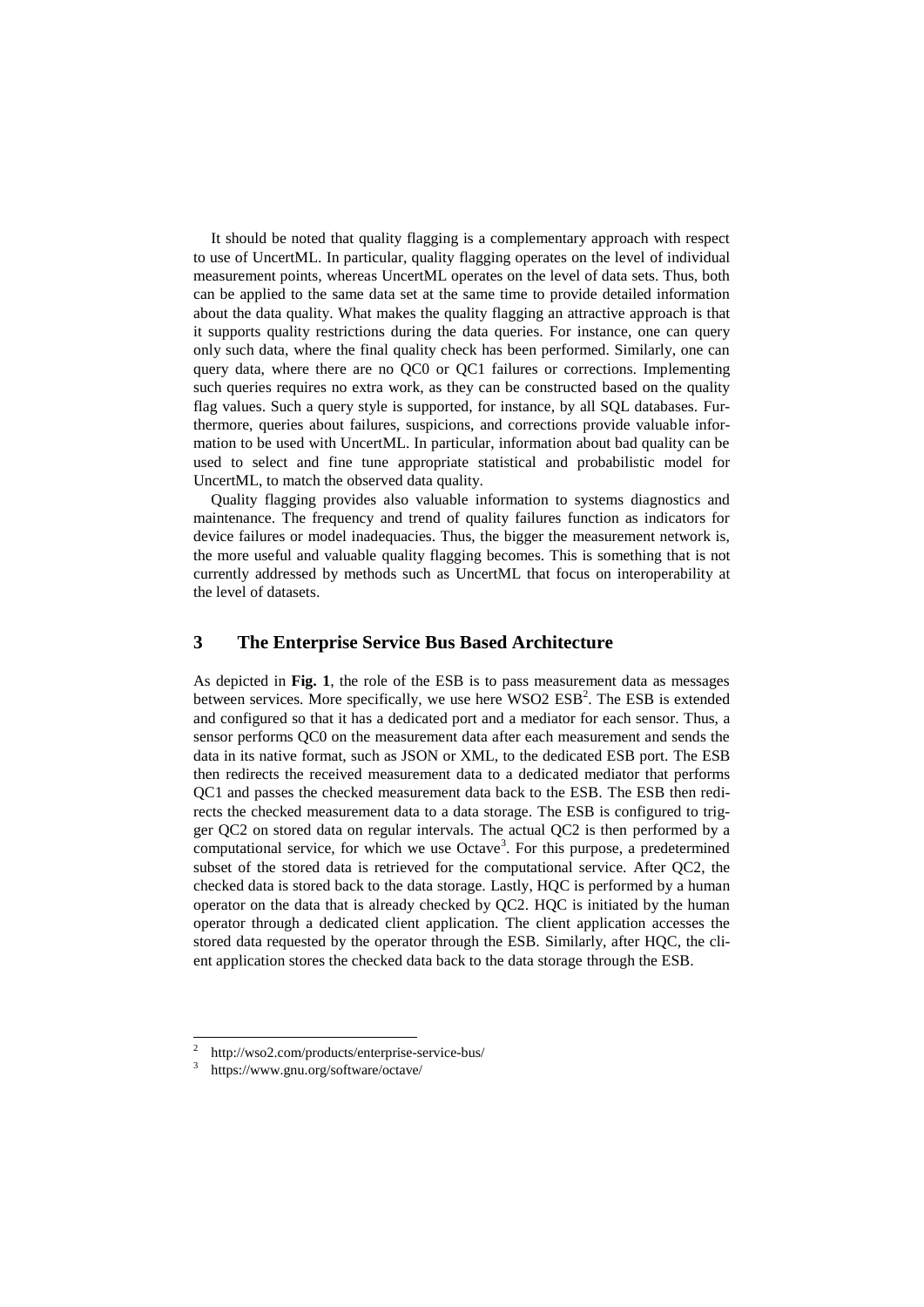It should be noted that quality flagging is a complementary approach with respect to use of UncertML. In particular, quality flagging operates on the level of individual measurement points, whereas UncertML operates on the level of data sets. Thus, both can be applied to the same data set at the same time to provide detailed information about the data quality. What makes the quality flagging an attractive approach is that it supports quality restrictions during the data queries. For instance, one can query only such data, where the final quality check has been performed. Similarly, one can query data, where there are no QC0 or QC1 failures or corrections. Implementing such queries requires no extra work, as they can be constructed based on the quality flag values. Such a query style is supported, for instance, by all SQL databases. Furthermore, queries about failures, suspicions, and corrections provide valuable information to be used with UncertML. In particular, information about bad quality can be used to select and fine tune appropriate statistical and probabilistic model for UncertML, to match the observed data quality.

Quality flagging provides also valuable information to systems diagnostics and maintenance. The frequency and trend of quality failures function as indicators for device failures or model inadequacies. Thus, the bigger the measurement network is, the more useful and valuable quality flagging becomes. This is something that is not currently addressed by methods such as UncertML that focus on interoperability at the level of datasets.

## 3 The Enterprise Service Bus Based Architecture

As depicted in **Fig. 1**, the role of the ESB is to pass measurement data as messages between services. More specifically, we use here WSO2 ESB[2]. The ESB is extended and configured so that it has a dedicated port and a mediator for each sensor. Thus, a sensor performs QC0 on the measurement data after each measurement and sends the data in its native format, such as JSON or XML, to the dedicated ESB port. The ESB then redirects the received measurement data to a dedicated mediator that performs QC1 and passes the checked measurement data back to the ESB. The ESB then redirects the checked measurement data to a data storage. The ESB is configured to trigger QC2 on stored data on regular intervals. The actual QC2 is then performed by a computational service, for which we use Octave[3]. For this purpose, a predetermined subset of the stored data is retrieved for the computational service. After QC2, the checked data is stored back to the data storage. Lastly, HQC is performed by a human operator on the data that is already checked by QC2. HQC is initiated by the human operator through a dedicated client application. The client application accesses the stored data requested by the operator through the ESB. Similarly, after HQC, the client application stores the checked data back to the data storage through the ESB.

[2] http://wso2.com/products/enterprise-service-bus/

[3] https://www.gnu.org/software/octave/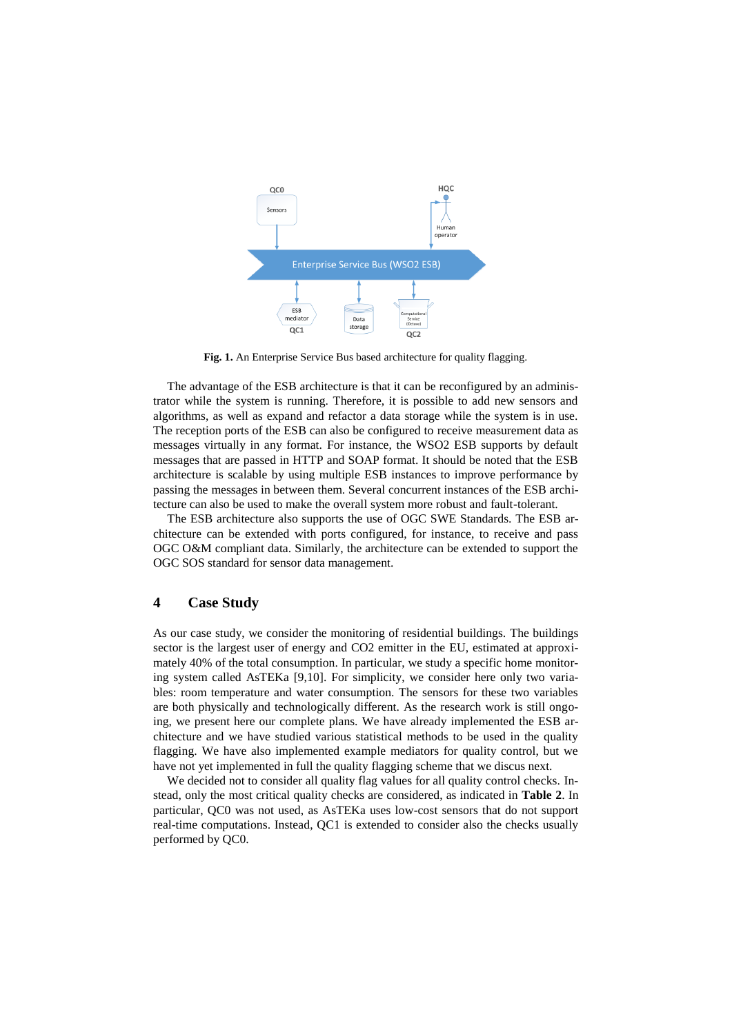**Fig. 1.** An Enterprise Service Bus based architecture for quality flagging.

The advantage of the ESB architecture is that it can be reconfigured by an administrator while the system is running. Therefore, it is possible to add new sensors and algorithms, as well as expand and refactor a data storage while the system is in use. The reception ports of the ESB can also be configured to receive measurement data as messages virtually in any format. For instance, the WSO2 ESB supports by default messages that are passed in HTTP and SOAP format. It should be noted that the ESB architecture is scalable by using multiple ESB instances to improve performance by passing the messages in between them. Several concurrent instances of the ESB architecture can also be used to make the overall system more robust and fault-tolerant.

The ESB architecture also supports the use of OGC SWE Standards. The ESB architecture can be extended with ports configured, for instance, to receive and pass OGC O&M compliant data. Similarly, the architecture can be extended to support the OGC SOS standard for sensor data management.

## 4 Case Study

As our case study, we consider the monitoring of residential buildings. The buildings sector is the largest user of energy and CO2 emitter in the EU, estimated at approximately 40% of the total consumption. In particular, we study a specific home monitoring system called AsTEKa [9,10]. For simplicity, we consider here only two variables: room temperature and water consumption. The sensors for these two variables are both physically and technologically different. As the research work is still ongoing, we present here our complete plans. We have already implemented the ESB architecture and we have studied various statistical methods to be used in the quality flagging. We have also implemented example mediators for quality control, but we have not yet implemented in full the quality flagging scheme that we discus next.

We decided not to consider all quality flag values for all quality control checks. Instead, only the most critical quality checks are considered, as indicated in **Table 2**. In particular, QC0 was not used, as AsTEKa uses low-cost sensors that do not support real-time computations. Instead, QC1 is extended to consider also the checks usually performed by QC0.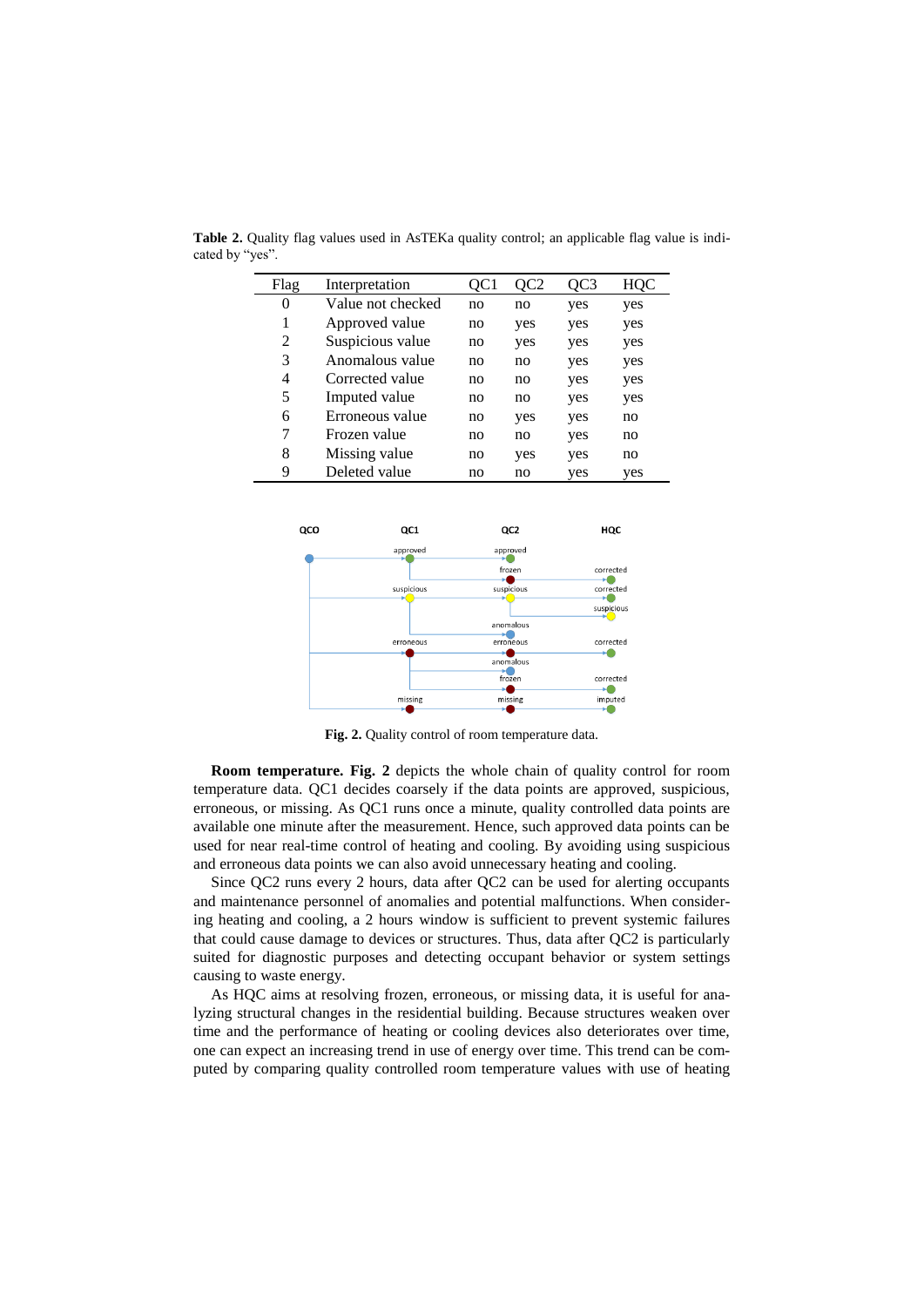**Table 2.** Quality flag values used in AsTEKa quality control; an applicable flag value is indicated by "yes".

| Flag | Interpretation | QC1 | QC2 | QC3 | HQC |
|---|---|---|---|---|---|
| 0 | Value not checked | no | no | yes | yes |
| 1 | Approved value | no | yes | yes | yes |
| 2 | Suspicious value | no | yes | yes | yes |
| 3 | Anomalous value | no | no | yes | yes |
| 4 | Corrected value | no | no | yes | yes |
| 5 | Imputed value | no | no | yes | yes |
| 6 | Erroneous value | no | yes | yes | no |
| 7 | Frozen value | no | no | yes | no |
| 8 | Missing value | no | yes | yes | no |
| 9 | Deleted value | no | no | yes | yes |

**Fig. 2.** Quality control of room temperature data.

**Room temperature. Fig. 2** depicts the whole chain of quality control for room temperature data. QC1 decides coarsely if the data points are approved, suspicious, erroneous, or missing. As QC1 runs once a minute, quality controlled data points are available one minute after the measurement. Hence, such approved data points can be used for near real-time control of heating and cooling. By avoiding using suspicious and erroneous data points we can also avoid unnecessary heating and cooling.

Since QC2 runs every 2 hours, data after QC2 can be used for alerting occupants and maintenance personnel of anomalies and potential malfunctions. When considering heating and cooling, a 2 hours window is sufficient to prevent systemic failures that could cause damage to devices or structures. Thus, data after QC2 is particularly suited for diagnostic purposes and detecting occupant behavior or system settings causing to waste energy.

As HQC aims at resolving frozen, erroneous, or missing data, it is useful for analyzing structural changes in the residential building. Because structures weaken over time and the performance of heating or cooling devices also deteriorates over time, one can expect an increasing trend in use of energy over time. This trend can be computed by comparing quality controlled room temperature values with use of heating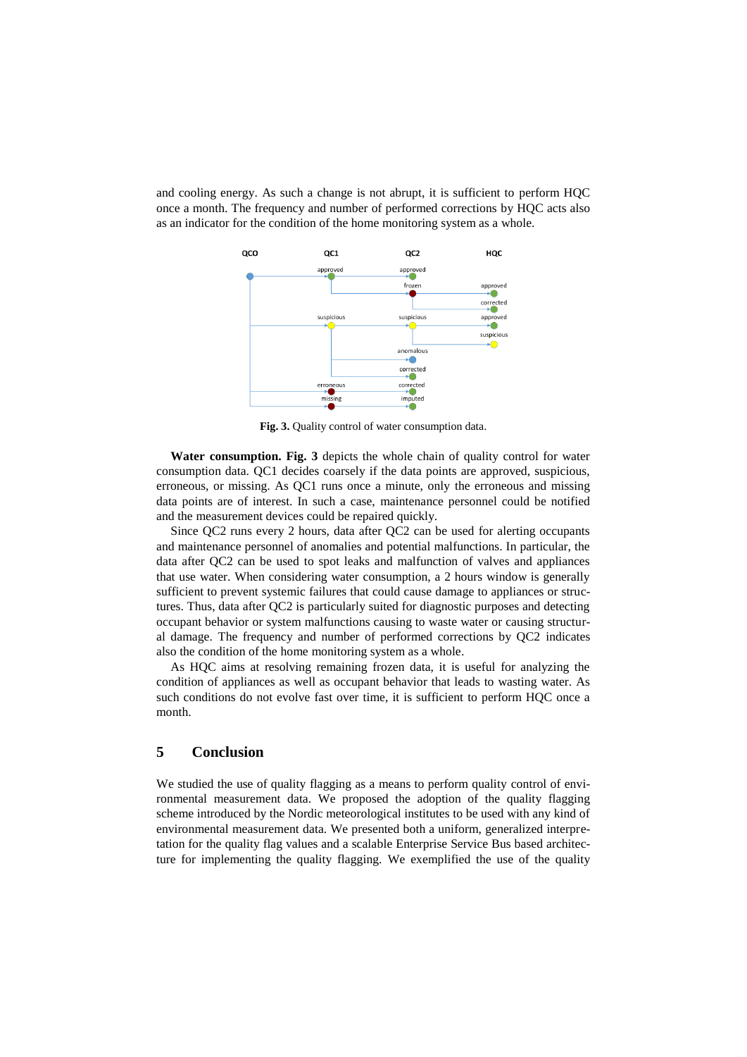and cooling energy. As such a change is not abrupt, it is sufficient to perform HQC once a month. The frequency and number of performed corrections by HQC acts also as an indicator for the condition of the home monitoring system as a whole.

**Fig. 3.** Quality control of water consumption data.

**Water consumption. Fig. 3** depicts the whole chain of quality control for water consumption data. QC1 decides coarsely if the data points are approved, suspicious, erroneous, or missing. As QC1 runs once a minute, only the erroneous and missing data points are of interest. In such a case, maintenance personnel could be notified and the measurement devices could be repaired quickly.

Since QC2 runs every 2 hours, data after QC2 can be used for alerting occupants and maintenance personnel of anomalies and potential malfunctions. In particular, the data after QC2 can be used to spot leaks and malfunction of valves and appliances that use water. When considering water consumption, a 2 hours window is generally sufficient to prevent systemic failures that could cause damage to appliances or structures. Thus, data after QC2 is particularly suited for diagnostic purposes and detecting occupant behavior or system malfunctions causing to waste water or causing structural damage. The frequency and number of performed corrections by QC2 indicates also the condition of the home monitoring system as a whole.

As HQC aims at resolving remaining frozen data, it is useful for analyzing the condition of appliances as well as occupant behavior that leads to wasting water. As such conditions do not evolve fast over time, it is sufficient to perform HQC once a month.

## 5 Conclusion

We studied the use of quality flagging as a means to perform quality control of environmental measurement data. We proposed the adoption of the quality flagging scheme introduced by the Nordic meteorological institutes to be used with any kind of environmental measurement data. We presented both a uniform, generalized interpretation for the quality flag values and a scalable Enterprise Service Bus based architecture for implementing the quality flagging. We exemplified the use of the quality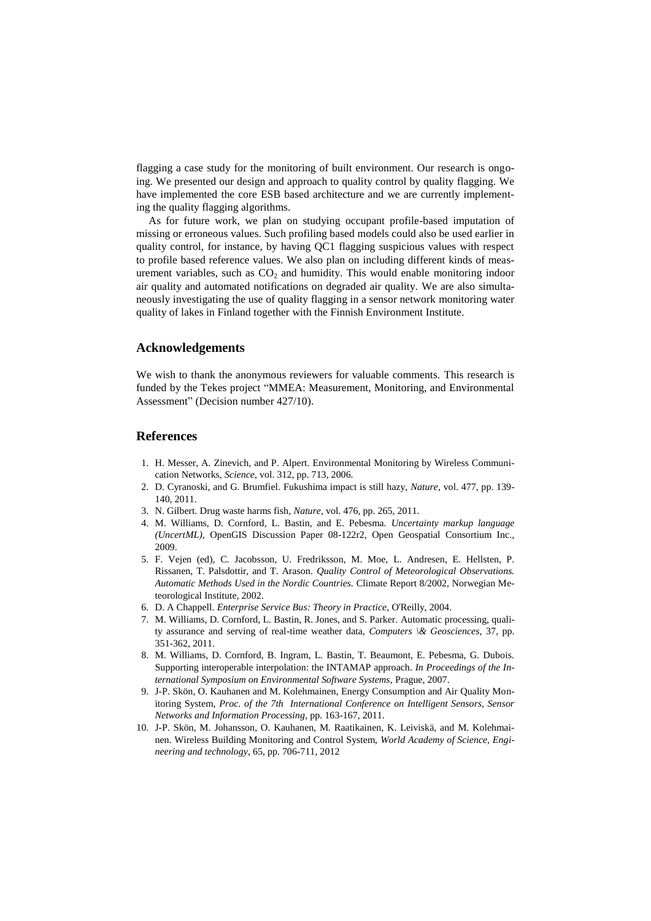flagging a case study for the monitoring of built environment. Our research is ongoing. We presented our design and approach to quality control by quality flagging. We have implemented the core ESB based architecture and we are currently implementing the quality flagging algorithms.

As for future work, we plan on studying occupant profile-based imputation of missing or erroneous values. Such profiling based models could also be used earlier in quality control, for instance, by having QC1 flagging suspicious values with respect to profile based reference values. We also plan on including different kinds of measurement variables, such as $CO_2$ and humidity. This would enable monitoring indoor air quality and automated notifications on degraded air quality. We are also simultaneously investigating the use of quality flagging in a sensor network monitoring water quality of lakes in Finland together with the Finnish Environment Institute.

## Acknowledgements

We wish to thank the anonymous reviewers for valuable comments. This research is funded by the Tekes project "MMEA: Measurement, Monitoring, and Environmental Assessment" (Decision number 427/10).

## References

1. H. Messer, A. Zinevich, and P. Alpert. Environmental Monitoring by Wireless Communication Networks, *Science*, vol. 312, pp. 713, 2006.
2. D. Cyranoski, and G. Brumfiel. Fukushima impact is still hazy, *Nature*, vol. 477, pp. 139-140, 2011.
3. N. Gilbert. Drug waste harms fish, *Nature*, vol. 476, pp. 265, 2011.
4. M. Williams, D. Cornford, L. Bastin, and E. Pebesma. *Uncertainty markup language (UncertML)*, OpenGIS Discussion Paper 08-122r2, Open Geospatial Consortium Inc., 2009.
5. F. Vejen (ed), C. Jacobsson, U. Fredriksson, M. Moe, L. Andresen, E. Hellsten, P. Rissanen, T. Palsdottir, and T. Arason. *Quality Control of Meteorological Observations. Automatic Methods Used in the Nordic Countries.* Climate Report 8/2002, Norwegian Meteorological Institute, 2002.
6. D. A Chappell. *Enterprise Service Bus: Theory in Practice*, O'Reilly, 2004.
7. M. Williams, D. Cornford, L. Bastin, R. Jones, and S. Parker. Automatic processing, quality assurance and serving of real-time weather data, *Computers \& Geosciences*, 37, pp. 351-362, 2011.
8. M. Williams, D. Cornford, B. Ingram, L. Bastin, T. Beaumont, E. Pebesma, G. Dubois. Supporting interoperable interpolation: the INTAMAP approach. *In Proceedings of the International Symposium on Environmental Software Systems*, Prague, 2007.
9. J-P. Skön, O. Kauhanen and M. Kolehmainen, Energy Consumption and Air Quality Monitoring System, *Proc. of the 7th International Conference on Intelligent Sensors, Sensor Networks and Information Processing*, pp. 163-167, 2011.
10. J-P. Skön, M. Johansson, O. Kauhanen, M. Raatikainen, K. Leiviskä, and M. Kolehmainen. Wireless Building Monitoring and Control System, *World Academy of Science, Engineering and technology*, 65, pp. 706-711, 2012